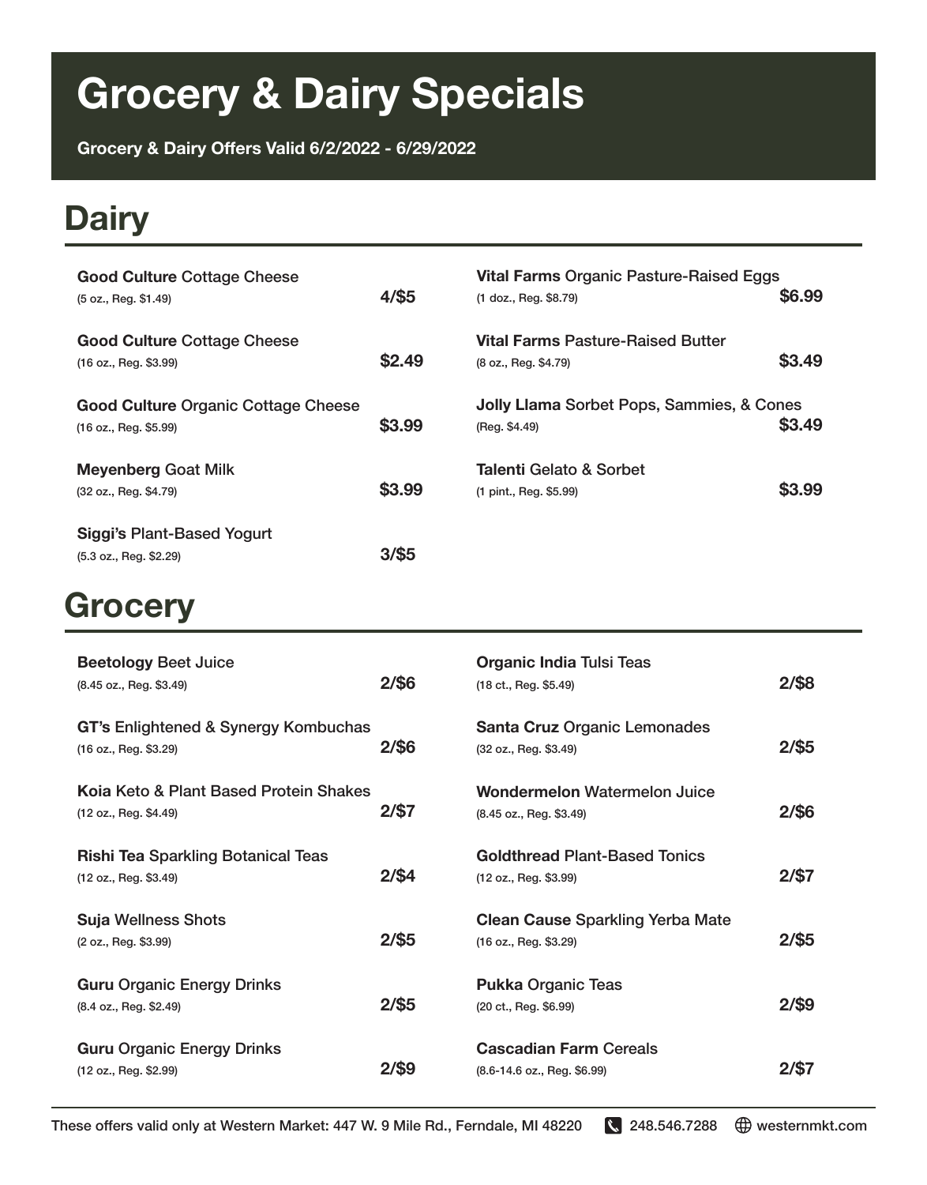# Grocery & Dairy Specials

**Grocery & Dairy Offers Valid 6/2/2022 - 6/29/2022**

## Dairy

**Good Culture** Cottage Cheese
(5 oz., Reg. $1.49) **4/$5**

**Good Culture** Cottage Cheese
(16 oz., Reg. $3.99) **$2.49**

**Good Culture** Organic Cottage Cheese
(16 oz., Reg. $5.99) **$3.99**

**Meyenberg** Goat Milk
(32 oz., Reg. $4.79) **$3.99**

**Siggi's** Plant-Based Yogurt
(5.3 oz., Reg. $2.29) **3/$5**

**Vital Farms** Organic Pasture-Raised Eggs
(1 doz., Reg. $8.79) **$6.99**

**Vital Farms** Pasture-Raised Butter
(8 oz., Reg. $4.79) **$3.49**

**Jolly Llama** Sorbet Pops, Sammies, & Cones
(Reg. $4.49) **$3.49**

**Talenti** Gelato & Sorbet
(1 pint., Reg. $5.99) **$3.99**

## Grocery

**Beetology** Beet Juice
(8.45 oz., Reg. $3.49) **2/$6**

**GT's** Enlightened & Synergy Kombuchas
(16 oz., Reg. $3.29) **2/$6**

**Koia** Keto & Plant Based Protein Shakes
(12 oz., Reg. $4.49) **2/$7**

**Rishi Tea** Sparkling Botanical Teas
(12 oz., Reg. $3.49) **2/$4**

**Suja** Wellness Shots
(2 oz., Reg. $3.99) **2/$5**

**Guru** Organic Energy Drinks
(8.4 oz., Reg. $2.49) **2/$5**

**Guru** Organic Energy Drinks
(12 oz., Reg. $2.99) **2/$9**

**Organic India** Tulsi Teas
(18 ct., Reg. $5.49) **2/$8**

**Santa Cruz** Organic Lemonades
(32 oz., Reg. $3.49) **2/$5**

**Wondermelon** Watermelon Juice
(8.45 oz., Reg. $3.49) **2/$6**

**Goldthread** Plant-Based Tonics
(12 oz., Reg. $3.99) **2/$7**

**Clean Cause** Sparkling Yerba Mate
(16 oz., Reg. $3.29) **2/$5**

**Pukka** Organic Teas
(20 ct., Reg. $6.99) **2/$9**

**Cascadian Farm** Cereals
(8.6-14.6 oz., Reg. $6.99) **2/$7**

These offers valid only at Western Market: 447 W. 9 Mile Rd., Ferndale, MI 48220 248.546.7288 westernmkt.com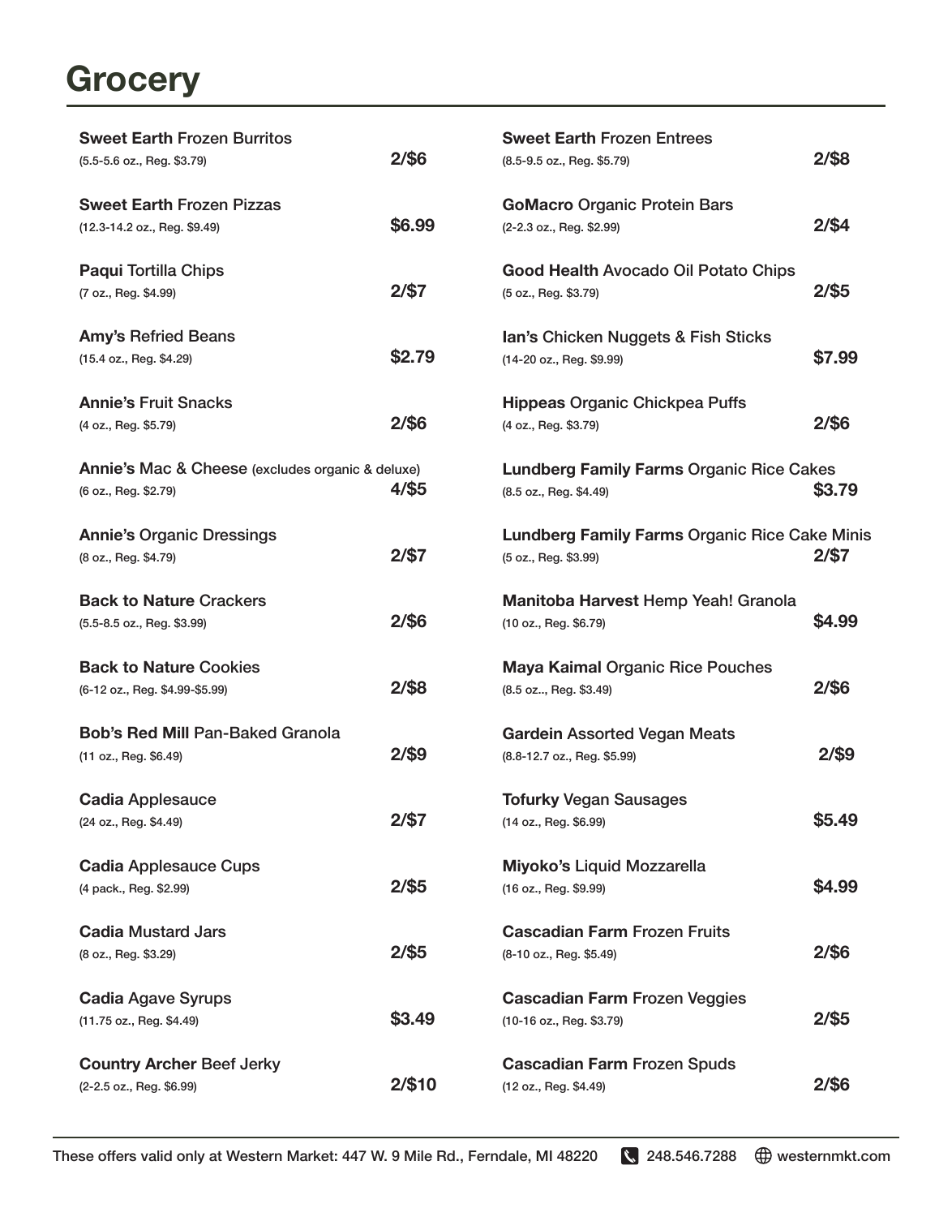# Grocery

**Sweet Earth** Frozen Burritos
(5.5-5.6 oz., Reg. $3.79) **2/$6**

**Sweet Earth** Frozen Pizzas
(12.3-14.2 oz., Reg. $9.49) **$6.99**

**Paqui** Tortilla Chips
(7 oz., Reg. $4.99) **2/$7**

**Amy's** Refried Beans
(15.4 oz., Reg. $4.29) **$2.79**

**Annie's** Fruit Snacks
(4 oz., Reg. $5.79) **2/$6**

**Annie's** Mac & Cheese (excludes organic & deluxe)
(6 oz., Reg. $2.79) **4/$5**

**Annie's** Organic Dressings
(8 oz., Reg. $4.79) **2/$7**

**Back to Nature** Crackers
(5.5-8.5 oz., Reg. $3.99) **2/$6**

**Back to Nature** Cookies
(6-12 oz., Reg. $4.99-$5.99) **2/$8**

**Bob's Red Mill** Pan-Baked Granola
(11 oz., Reg. $6.49) **2/$9**

**Cadia** Applesauce
(24 oz., Reg. $4.49) **2/$7**

**Cadia** Applesauce Cups
(4 pack., Reg. $2.99) **2/$5**

**Cadia** Mustard Jars
(8 oz., Reg. $3.29) **2/$5**

**Cadia** Agave Syrups
(11.75 oz., Reg. $4.49) **$3.49**

**Country Archer** Beef Jerky
(2-2.5 oz., Reg. $6.99) **2/$10**

**Sweet Earth** Frozen Entrees
(8.5-9.5 oz., Reg. $5.79) **2/$8**

**GoMacro** Organic Protein Bars
(2-2.3 oz., Reg. $2.99) **2/$4**

**Good Health** Avocado Oil Potato Chips
(5 oz., Reg. $3.79) **2/$5**

**Ian's** Chicken Nuggets & Fish Sticks
(14-20 oz., Reg. $9.99) **$7.99**

**Hippeas** Organic Chickpea Puffs
(4 oz., Reg. $3.79) **2/$6**

**Lundberg Family Farms** Organic Rice Cakes
(8.5 oz., Reg. $4.49) **$3.79**

**Lundberg Family Farms** Organic Rice Cake Minis
(5 oz., Reg. $3.99) **2/$7**

**Manitoba Harvest** Hemp Yeah! Granola
(10 oz., Reg. $6.79) **$4.99**

**Maya Kaimal** Organic Rice Pouches
(8.5 oz.., Reg. $3.49) **2/$6**

**Gardein** Assorted Vegan Meats
(8.8-12.7 oz., Reg. $5.99) **2/$9**

**Tofurky** Vegan Sausages
(14 oz., Reg. $6.99) **$5.49**

**Miyoko's** Liquid Mozzarella
(16 oz., Reg. $9.99) **$4.99**

**Cascadian Farm** Frozen Fruits
(8-10 oz., Reg. $5.49) **2/$6**

**Cascadian Farm** Frozen Veggies
(10-16 oz., Reg. $3.79) **2/$5**

**Cascadian Farm** Frozen Spuds
(12 oz., Reg. $4.49) **2/$6**

These offers valid only at Western Market: 447 W. 9 Mile Rd., Ferndale, MI 48220 248.546.7288 westernmkt.com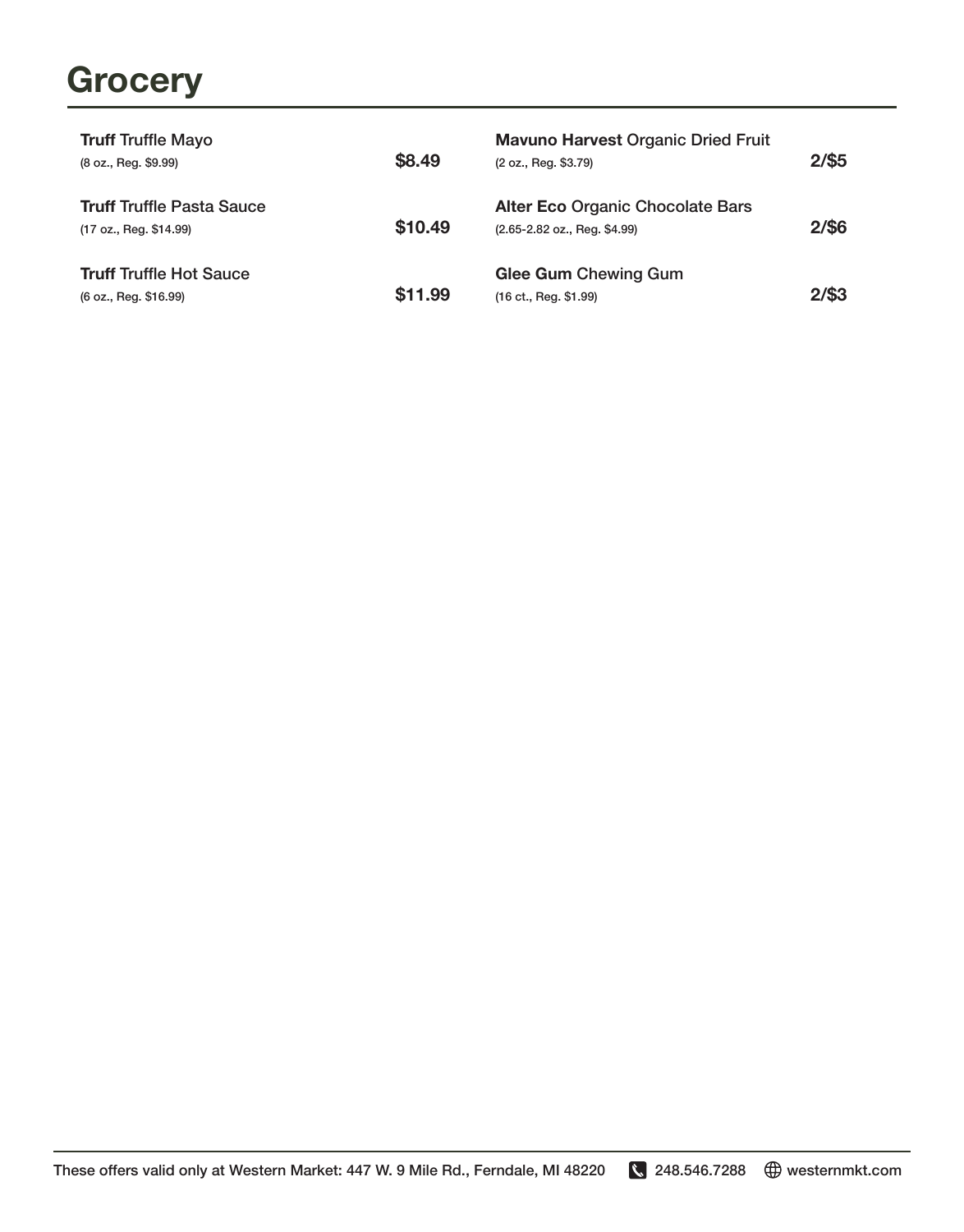# Grocery

**Truff** Truffle Mayo
(8 oz., Reg. $9.99)
**$8.49**

**Truff** Truffle Pasta Sauce
(17 oz., Reg. $14.99)
**$10.49**

**Truff** Truffle Hot Sauce
(6 oz., Reg. $16.99)
**$11.99**

**Mavuno Harvest** Organic Dried Fruit
(2 oz., Reg. $3.79)
**2/$5**

**Alter Eco** Organic Chocolate Bars
(2.65-2.82 oz., Reg. $4.99)
**2/$6**

**Glee Gum** Chewing Gum
(16 ct., Reg. $1.99)
**2/$3**

These offers valid only at Western Market: 447 W. 9 Mile Rd., Ferndale, MI 48220 248.546.7288 westernmkt.com